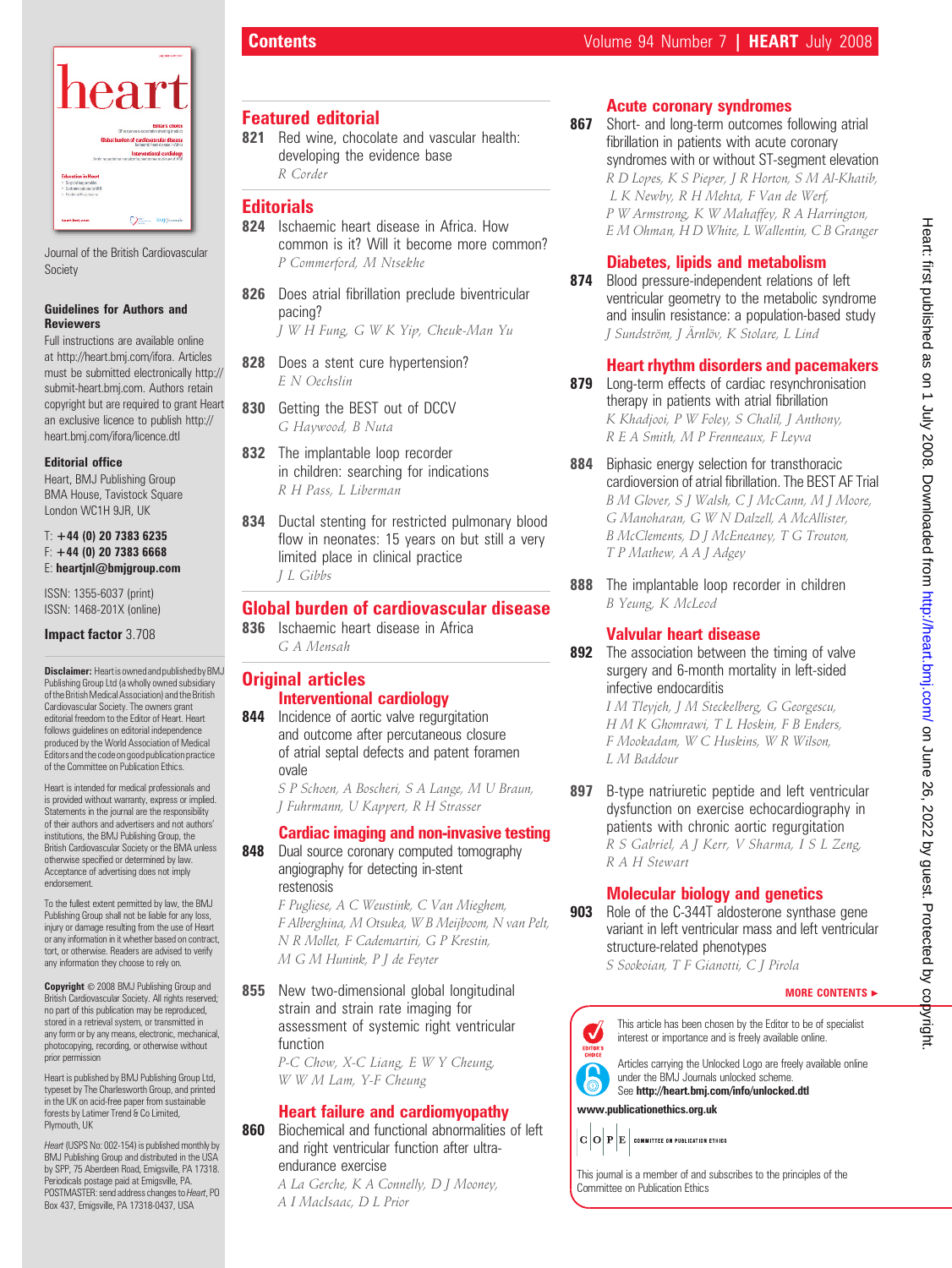# Contents

Journal of the British Cardiovascular Society

**Guidelines for Authors and Reviewers**

Full instructions are available online at http://heart.bmj.com/ifora. Articles must be submitted electronically http://submit-heart.bmj.com. Authors retain copyright but are required to grant Heart an exclusive licence to publish http://heart.bmj.com/ifora/licence.dtl

**Editorial office**

Heart, BMJ Publishing Group
BMA House, Tavistock Square
London WC1H 9JR, UK

T: **+44 (0) 20 7383 6235**
F: **+44 (0) 20 7383 6668**
E: **heartjnl@bmjgroup.com**

ISSN: 1355-6037 (print)
ISSN: 1468-201X (online)

**Impact factor** 3.708

**Disclaimer:** Heart is owned and published by BMJ Publishing Group Ltd (a wholly owned subsidiary of the British Medical Association) and the British Cardiovascular Society. The owners grant editorial freedom to the Editor of Heart. Heart follows guidelines on editorial independence produced by the World Association of Medical Editors and the code on good publication practice of the Committee on Publication Ethics.

Heart is intended for medical professionals and is provided without warranty, express or implied. Statements in the journal are the responsibility of their authors and advertisers and not authors' institutions, the BMJ Publishing Group, the British Cardiovascular Society or the BMA unless otherwise specified or determined by law. Acceptance of advertising does not imply endorsement.

To the fullest extent permitted by law, the BMJ Publishing Group shall not be liable for any loss, injury or damage resulting from the use of Heart or any information in it whether based on contract, tort, or otherwise. Readers are advised to verify any information they choose to rely on.

**Copyright** © 2008 BMJ Publishing Group and British Cardiovascular Society. All rights reserved; no part of this publication may be reproduced, stored in a retrieval system, or transmitted in any form or by any means, electronic, mechanical, photocopying, recording, or otherwise without prior permission

Heart is published by BMJ Publishing Group Ltd, typeset by The Charlesworth Group, and printed in the UK on acid-free paper from sustainable forests by Latimer Trend & Co Limited, Plymouth, UK

*Heart* (USPS No: 002-154) is published monthly by BMJ Publishing Group and distributed in the USA by SPP, 75 Aberdeen Road, Emigsville, PA 17318. Periodicals postage paid at Emigsville, PA. POSTMASTER: send address changes to *Heart*, PO Box 437, Emigsville, PA 17318-0437, USA

## Featured editorial

**821** Red wine, chocolate and vascular health: developing the evidence base
*R Corder*

## Editorials

**824** Ischaemic heart disease in Africa. How common is it? Will it become more common?
*P Commerford, M Ntsekhe*

**826** Does atrial fibrillation preclude biventricular pacing?
*J W H Fung, G W K Yip, Cheuk-Man Yu*

**828** Does a stent cure hypertension?
*E N Oechslin*

**830** Getting the BEST out of DCCV
*G Haywood, B Nuta*

**832** The implantable loop recorder in children: searching for indications
*R H Pass, L Liberman*

**834** Ductal stenting for restricted pulmonary blood flow in neonates: 15 years on but still a very limited place in clinical practice
*J L Gibbs*

## Global burden of cardiovascular disease

**836** Ischaemic heart disease in Africa
*G A Mensah*

## Original articles

### Interventional cardiology

**844** Incidence of aortic valve regurgitation and outcome after percutaneous closure of atrial septal defects and patent foramen ovale
*S P Schoen, A Boscheri, S A Lange, M U Braun, J Fuhrmann, U Kappert, R H Strasser*

### Cardiac imaging and non-invasive testing

**848** Dual source coronary computed tomography angiography for detecting in-stent restenosis
*F Pugliese, A C Weustink, C Van Mieghem, F Alberghina, M Otsuka, W B Meijboom, N van Pelt, N R Mollet, F Cademartiri, G P Krestin, M G M Hunink, P J de Feyter*

**855** New two-dimensional global longitudinal strain and strain rate imaging for assessment of systemic right ventricular function
*P-C Chow, X-C Liang, E W Y Cheung, W W M Lam, Y-F Cheung*

### Heart failure and cardiomyopathy

**860** Biochemical and functional abnormalities of left and right ventricular function after ultra-endurance exercise
*A La Gerche, K A Connelly, D J Mooney, A I MacIsaac, D L Prior*

### Acute coronary syndromes

**867** Short- and long-term outcomes following atrial fibrillation in patients with acute coronary syndromes with or without ST-segment elevation
*R D Lopes, K S Pieper, J R Horton, S M Al-Khatib, L K Newby, R H Mehta, F Van de Werf, P W Armstrong, K W Mahaffey, R A Harrington, E M Ohman, H D White, L Wallentin, C B Granger*

### Diabetes, lipids and metabolism

**874** Blood pressure-independent relations of left ventricular geometry to the metabolic syndrome and insulin resistance: a population-based study
*J Sundström, J Ärnlöv, K Stolare, L Lind*

### Heart rhythm disorders and pacemakers

**879** Long-term effects of cardiac resynchronisation therapy in patients with atrial fibrillation
*K Khadjooi, P W Foley, S Chalil, J Anthony, R E A Smith, M P Frenneaux, F Leyva*

**884** Biphasic energy selection for transthoracic cardioversion of atrial fibrillation. The BEST AF Trial
*B M Glover, S J Walsh, C J McCann, M J Moore, G Manoharan, G W N Dalzell, A McAllister, B McClements, D J McEneaney, T G Trouton, T P Mathew, A A J Adgey*

**888** The implantable loop recorder in children
*B Yeung, K McLeod*

### Valvular heart disease

**892** The association between the timing of valve surgery and 6-month mortality in left-sided infective endocarditis
*I M Tleyjeh, J M Steckelberg, G Georgescu, H M K Ghomrawi, T L Hoskin, F B Enders, F Mookadam, W C Huskins, W R Wilson, L M Baddour*

**897** B-type natriuretic peptide and left ventricular dysfunction on exercise echocardiography in patients with chronic aortic regurgitation
*R S Gabriel, A J Kerr, V Sharma, I S L Zeng, R A H Stewart*

### Molecular biology and genetics

**903** Role of the C-344T aldosterone synthase gene variant in left ventricular mass and left ventricular structure-related phenotypes
*S Sookoian, T F Gianotti, C J Pirola*

**MORE CONTENTS ►**

This article has been chosen by the Editor to be of specialist interest or importance and is freely available online.

Articles carrying the Unlocked Logo are freely available online under the BMJ Journals unlocked scheme. See **http://heart.bmj.com/info/unlocked.dtl**

**www.publicationethics.org.uk**

COMMITTEE ON PUBLICATION ETHICS

This journal is a member of and subscribes to the principles of the Committee on Publication Ethics

Heart: first published as on 1 July 2008. Downloaded from http://heart.bmj.com/ on June 26, 2022 by guest. Protected by copyright.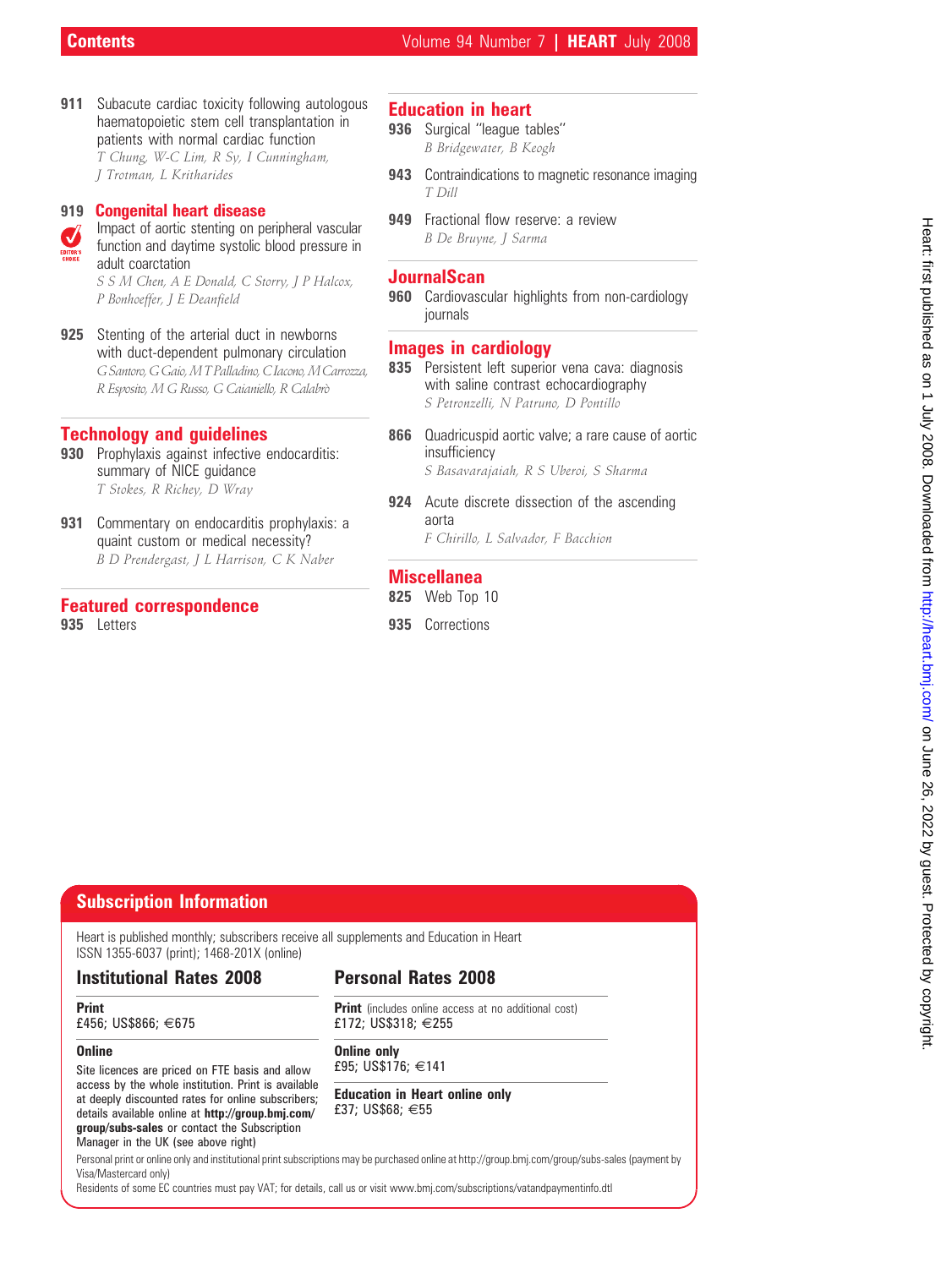911 Subacute cardiac toxicity following autologous haematopoietic stem cell transplantation in patients with normal cardiac function
*T Chung, W-C Lim, R Sy, I Cunningham, J Trotman, L Kritharides*

## 919 Congenital heart disease

EDITOR'S CHOICE

Impact of aortic stenting on peripheral vascular function and daytime systolic blood pressure in adult coarctation
*S S M Chen, A E Donald, C Storry, J P Halcox, P Bonhoeffer, J E Deanfield*

925 Stenting of the arterial duct in newborns with duct-dependent pulmonary circulation
*G Santoro, G Gaio, M T Palladino, C Iacono, M Carrozza, R Esposito, M G Russo, G Caianiello, R Calabrò*

## Technology and guidelines

930 Prophylaxis against infective endocarditis: summary of NICE guidance
*T Stokes, R Richey, D Wray*

931 Commentary on endocarditis prophylaxis: a quaint custom or medical necessity?
*B D Prendergast, J L Harrison, C K Naber*

## Featured correspondence

935 Letters

## Education in heart

936 Surgical "league tables"
*B Bridgewater, B Keogh*

943 Contraindications to magnetic resonance imaging
*T Dill*

949 Fractional flow reserve: a review
*B De Bruyne, J Sarma*

## JournalScan

960 Cardiovascular highlights from non-cardiology journals

## Images in cardiology

835 Persistent left superior vena cava: diagnosis with saline contrast echocardiography
*S Petronzelli, N Patruno, D Pontillo*

866 Quadricuspid aortic valve; a rare cause of aortic insufficiency
*S Basavarajaiah, R S Uberoi, S Sharma*

924 Acute discrete dissection of the ascending aorta
*F Chirillo, L Salvador, F Bacchion*

## Miscellanea

825 Web Top 10

935 Corrections

## Subscription Information

Heart is published monthly; subscribers receive all supplements and Education in Heart
ISSN 1355-6037 (print); 1468-201X (online)

### Institutional Rates 2008

**Print**
£456; US$866; €675

**Online**
Site licences are priced on FTE basis and allow access by the whole institution. Print is available at deeply discounted rates for online subscribers; details available online at **http://group.bmj.com/group/subs-sales** or contact the Subscription Manager in the UK (see above right)

### Personal Rates 2008

**Print** (includes online access at no additional cost)
£172; US$318; €255

**Online only**
£95; US$176; €141

**Education in Heart online only**
£37; US$68; €55

Personal print or online only and institutional print subscriptions may be purchased online at http://group.bmj.com/group/subs-sales (payment by Visa/Mastercard only)

Residents of some EC countries must pay VAT; for details, call us or visit www.bmj.com/subscriptions/vatandpaymentinfo.dtl

Heart: first published as on 1 July 2008. Downloaded from http://heart.bmj.com/ on June 26, 2022 by guest. Protected by copyright.